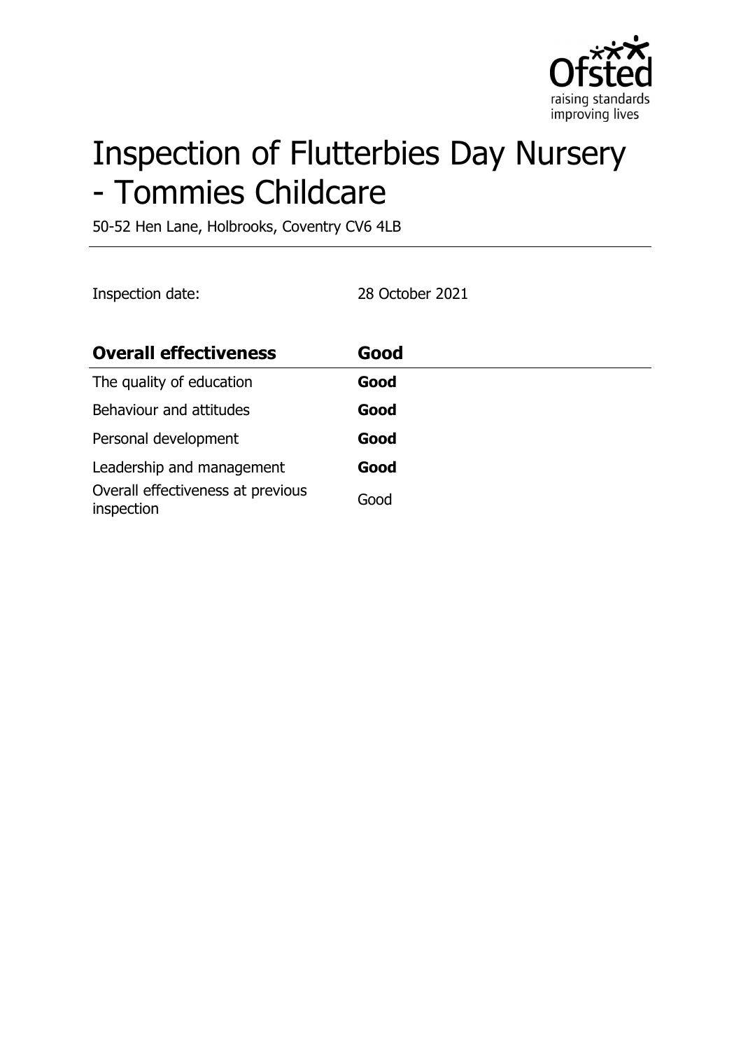# Inspection of Flutterbies Day Nursery - Tommies Childcare

50-52 Hen Lane, Holbrooks, Coventry CV6 4LB

Inspection date: 28 October 2021

| **Overall effectiveness** | **Good** |
|---|---|
| The quality of education | **Good** |
| Behaviour and attitudes | **Good** |
| Personal development | **Good** |
| Leadership and management | **Good** |
| Overall effectiveness at previous inspection | Good |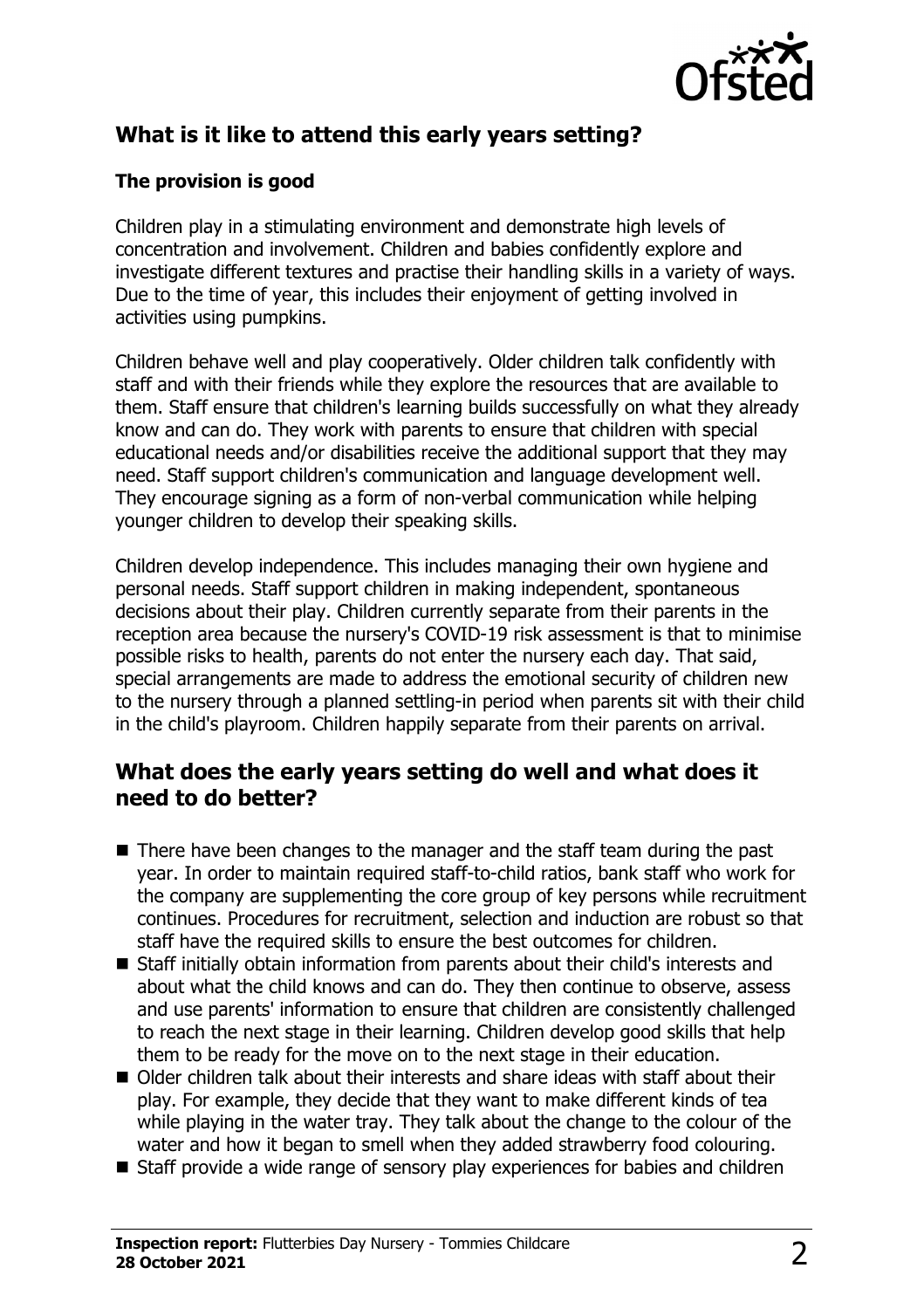## What is it like to attend this early years setting?

### The provision is good

Children play in a stimulating environment and demonstrate high levels of concentration and involvement. Children and babies confidently explore and investigate different textures and practise their handling skills in a variety of ways. Due to the time of year, this includes their enjoyment of getting involved in activities using pumpkins.

Children behave well and play cooperatively. Older children talk confidently with staff and with their friends while they explore the resources that are available to them. Staff ensure that children's learning builds successfully on what they already know and can do. They work with parents to ensure that children with special educational needs and/or disabilities receive the additional support that they may need. Staff support children's communication and language development well. They encourage signing as a form of non-verbal communication while helping younger children to develop their speaking skills.

Children develop independence. This includes managing their own hygiene and personal needs. Staff support children in making independent, spontaneous decisions about their play. Children currently separate from their parents in the reception area because the nursery's COVID-19 risk assessment is that to minimise possible risks to health, parents do not enter the nursery each day. That said, special arrangements are made to address the emotional security of children new to the nursery through a planned settling-in period when parents sit with their child in the child's playroom. Children happily separate from their parents on arrival.

## What does the early years setting do well and what does it need to do better?

- There have been changes to the manager and the staff team during the past year. In order to maintain required staff-to-child ratios, bank staff who work for the company are supplementing the core group of key persons while recruitment continues. Procedures for recruitment, selection and induction are robust so that staff have the required skills to ensure the best outcomes for children.
- Staff initially obtain information from parents about their child's interests and about what the child knows and can do. They then continue to observe, assess and use parents' information to ensure that children are consistently challenged to reach the next stage in their learning. Children develop good skills that help them to be ready for the move on to the next stage in their education.
- Older children talk about their interests and share ideas with staff about their play. For example, they decide that they want to make different kinds of tea while playing in the water tray. They talk about the change to the colour of the water and how it began to smell when they added strawberry food colouring.
- Staff provide a wide range of sensory play experiences for babies and children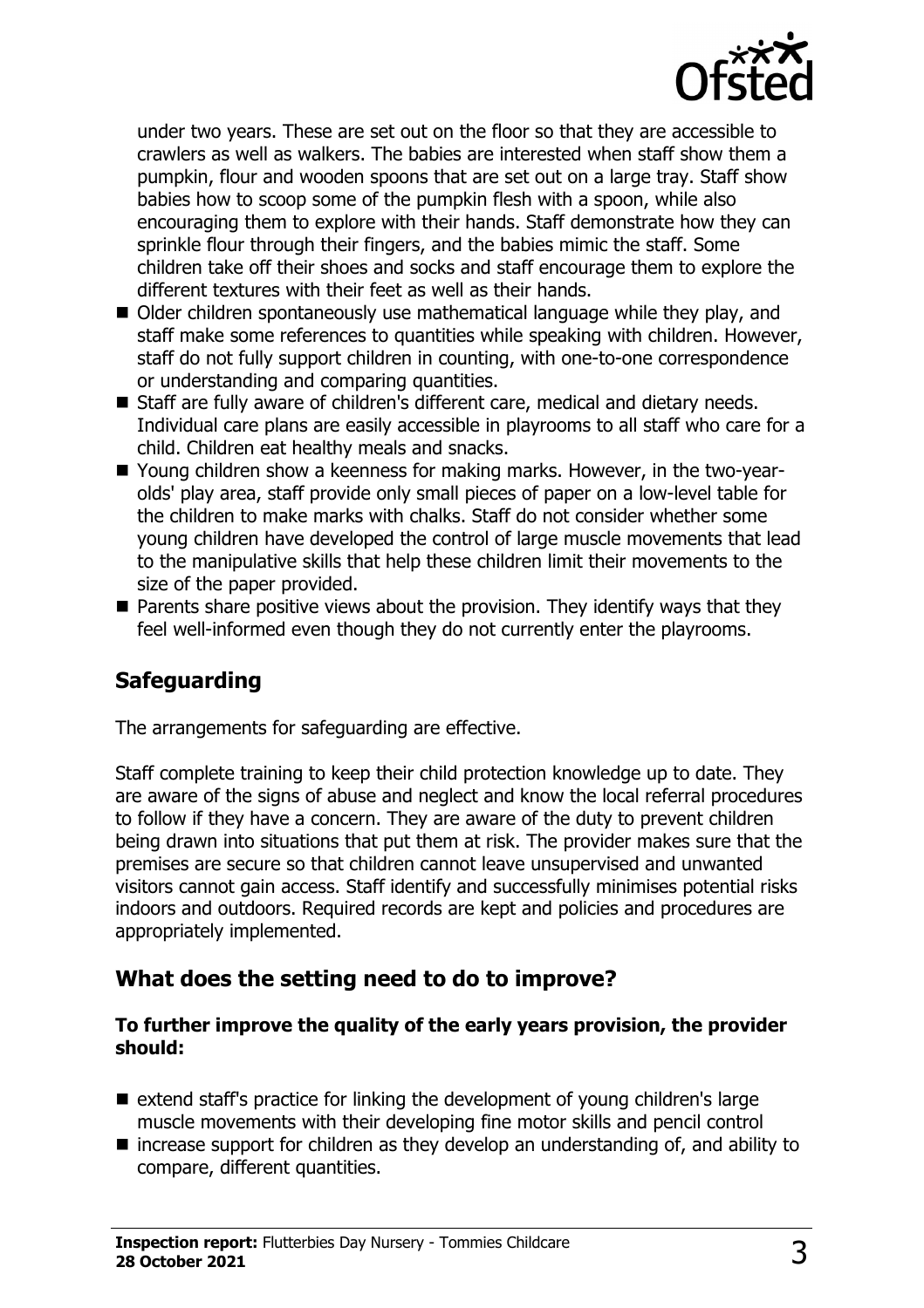under two years. These are set out on the floor so that they are accessible to crawlers as well as walkers. The babies are interested when staff show them a pumpkin, flour and wooden spoons that are set out on a large tray. Staff show babies how to scoop some of the pumpkin flesh with a spoon, while also encouraging them to explore with their hands. Staff demonstrate how they can sprinkle flour through their fingers, and the babies mimic the staff. Some children take off their shoes and socks and staff encourage them to explore the different textures with their feet as well as their hands.

- Older children spontaneously use mathematical language while they play, and staff make some references to quantities while speaking with children. However, staff do not fully support children in counting, with one-to-one correspondence or understanding and comparing quantities.
- Staff are fully aware of children's different care, medical and dietary needs. Individual care plans are easily accessible in playrooms to all staff who care for a child. Children eat healthy meals and snacks.
- Young children show a keenness for making marks. However, in the two-year-olds' play area, staff provide only small pieces of paper on a low-level table for the children to make marks with chalks. Staff do not consider whether some young children have developed the control of large muscle movements that lead to the manipulative skills that help these children limit their movements to the size of the paper provided.
- Parents share positive views about the provision. They identify ways that they feel well-informed even though they do not currently enter the playrooms.

## Safeguarding

The arrangements for safeguarding are effective.

Staff complete training to keep their child protection knowledge up to date. They are aware of the signs of abuse and neglect and know the local referral procedures to follow if they have a concern. They are aware of the duty to prevent children being drawn into situations that put them at risk. The provider makes sure that the premises are secure so that children cannot leave unsupervised and unwanted visitors cannot gain access. Staff identify and successfully minimises potential risks indoors and outdoors. Required records are kept and policies and procedures are appropriately implemented.

## What does the setting need to do to improve?

**To further improve the quality of the early years provision, the provider should:**

- extend staff's practice for linking the development of young children's large muscle movements with their developing fine motor skills and pencil control
- increase support for children as they develop an understanding of, and ability to compare, different quantities.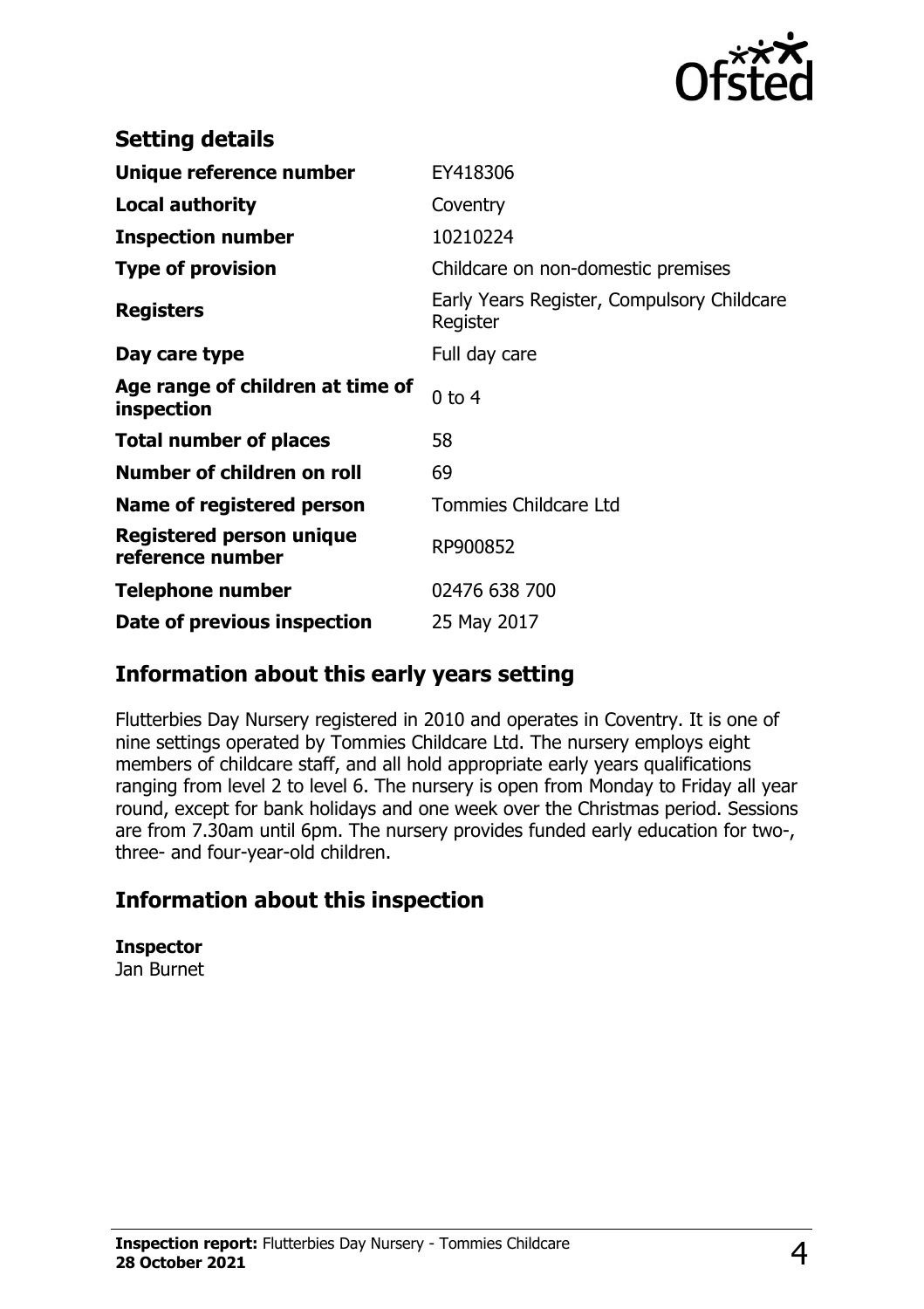## Setting details

| | |
|---|---|
| **Unique reference number** | EY418306 |
| **Local authority** | Coventry |
| **Inspection number** | 10210224 |
| **Type of provision** | Childcare on non-domestic premises |
| **Registers** | Early Years Register, Compulsory Childcare Register |
| **Day care type** | Full day care |
| **Age range of children at time of inspection** | 0 to 4 |
| **Total number of places** | 58 |
| **Number of children on roll** | 69 |
| **Name of registered person** | Tommies Childcare Ltd |
| **Registered person unique reference number** | RP900852 |
| **Telephone number** | 02476 638 700 |
| **Date of previous inspection** | 25 May 2017 |

## Information about this early years setting

Flutterbies Day Nursery registered in 2010 and operates in Coventry. It is one of nine settings operated by Tommies Childcare Ltd. The nursery employs eight members of childcare staff, and all hold appropriate early years qualifications ranging from level 2 to level 6. The nursery is open from Monday to Friday all year round, except for bank holidays and one week over the Christmas period. Sessions are from 7.30am until 6pm. The nursery provides funded early education for two-, three- and four-year-old children.

## Information about this inspection

**Inspector**
Jan Burnet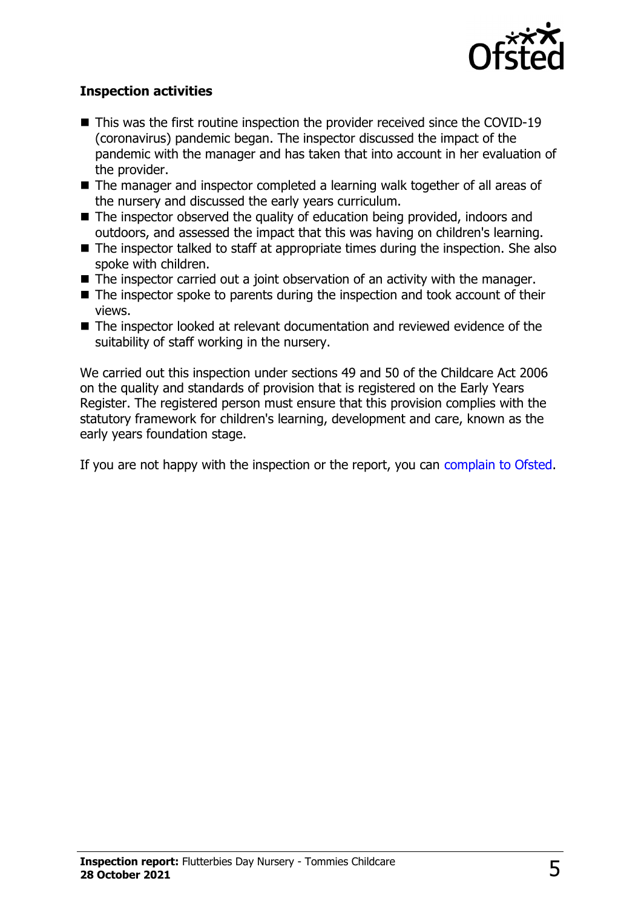### Inspection activities

- This was the first routine inspection the provider received since the COVID-19 (coronavirus) pandemic began. The inspector discussed the impact of the pandemic with the manager and has taken that into account in her evaluation of the provider.
- The manager and inspector completed a learning walk together of all areas of the nursery and discussed the early years curriculum.
- The inspector observed the quality of education being provided, indoors and outdoors, and assessed the impact that this was having on children's learning.
- The inspector talked to staff at appropriate times during the inspection. She also spoke with children.
- The inspector carried out a joint observation of an activity with the manager.
- The inspector spoke to parents during the inspection and took account of their views.
- The inspector looked at relevant documentation and reviewed evidence of the suitability of staff working in the nursery.

We carried out this inspection under sections 49 and 50 of the Childcare Act 2006 on the quality and standards of provision that is registered on the Early Years Register. The registered person must ensure that this provision complies with the statutory framework for children's learning, development and care, known as the early years foundation stage.

If you are not happy with the inspection or the report, you can complain to Ofsted.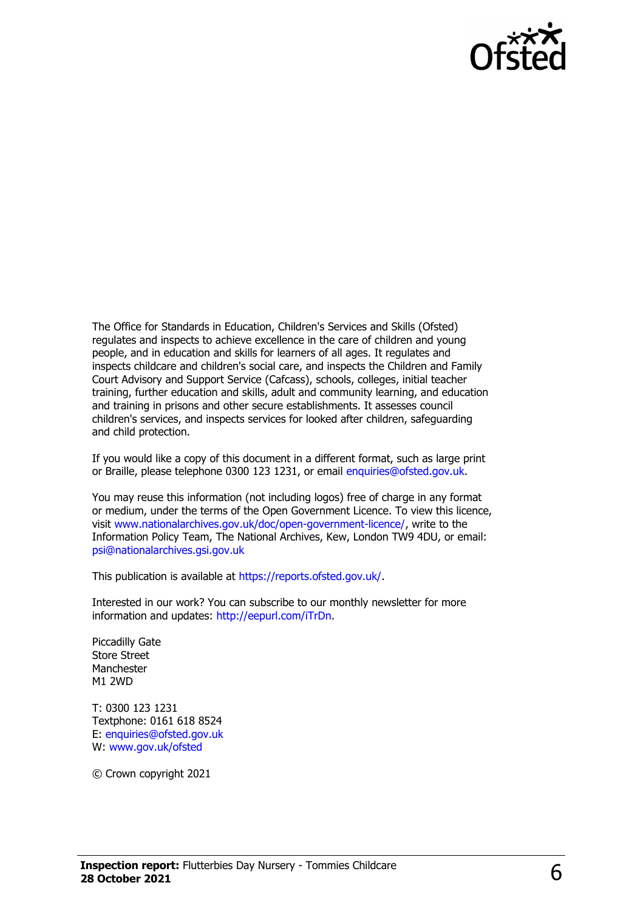The Office for Standards in Education, Children's Services and Skills (Ofsted) regulates and inspects to achieve excellence in the care of children and young people, and in education and skills for learners of all ages. It regulates and inspects childcare and children's social care, and inspects the Children and Family Court Advisory and Support Service (Cafcass), schools, colleges, initial teacher training, further education and skills, adult and community learning, and education and training in prisons and other secure establishments. It assesses council children's services, and inspects services for looked after children, safeguarding and child protection.

If you would like a copy of this document in a different format, such as large print or Braille, please telephone 0300 123 1231, or email enquiries@ofsted.gov.uk.

You may reuse this information (not including logos) free of charge in any format or medium, under the terms of the Open Government Licence. To view this licence, visit www.nationalarchives.gov.uk/doc/open-government-licence/, write to the Information Policy Team, The National Archives, Kew, London TW9 4DU, or email: psi@nationalarchives.gsi.gov.uk

This publication is available at https://reports.ofsted.gov.uk/.

Interested in our work? You can subscribe to our monthly newsletter for more information and updates: http://eepurl.com/iTrDn.

Piccadilly Gate
Store Street
Manchester
M1 2WD

T: 0300 123 1231
Textphone: 0161 618 8524
E: enquiries@ofsted.gov.uk
W: www.gov.uk/ofsted

© Crown copyright 2021